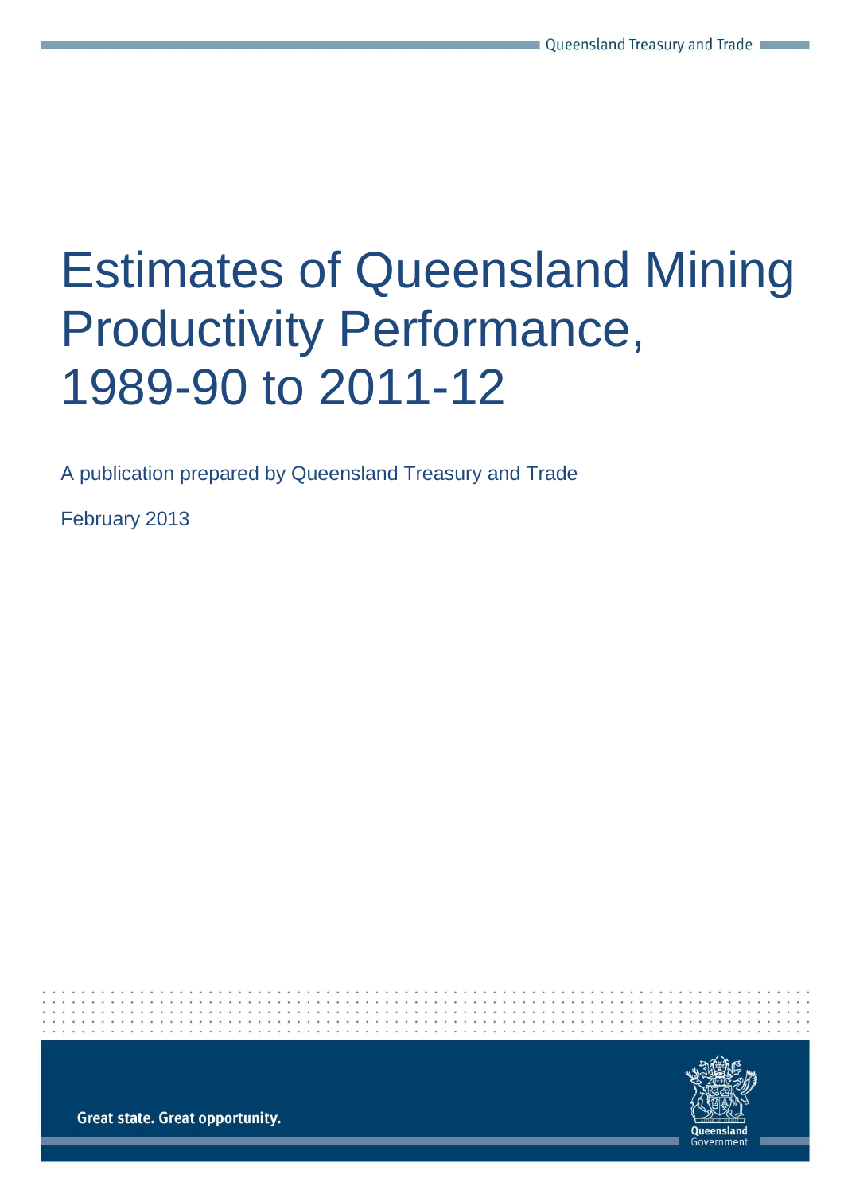# Estimates of Queensland Mining Productivity Performance, 1989-90 to 2011-12

A publication prepared by Queensland Treasury and Trade

February 2013

Great state. Great opportunity.

Queensland Government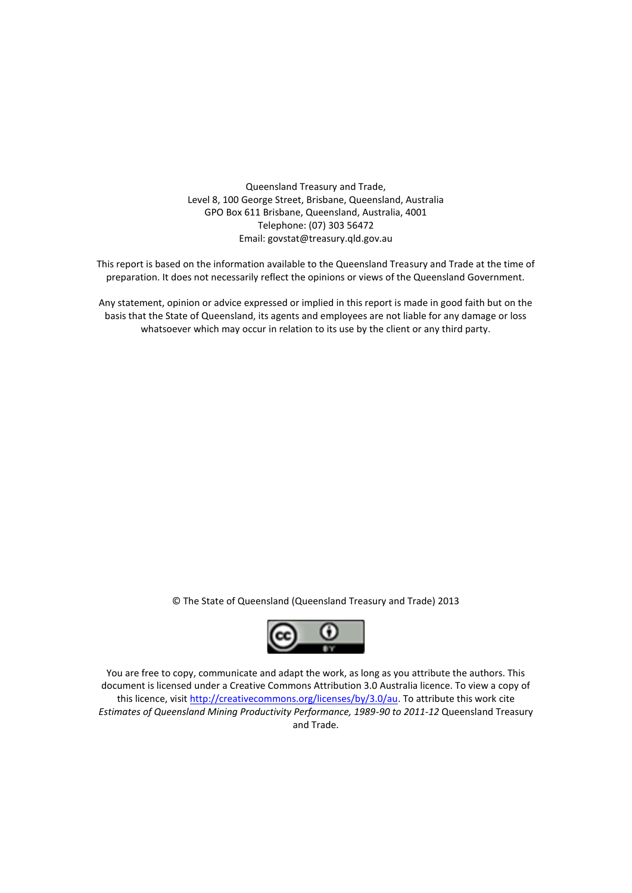Queensland Treasury and Trade,
Level 8, 100 George Street, Brisbane, Queensland, Australia
GPO Box 611 Brisbane, Queensland, Australia, 4001
Telephone: (07) 303 56472
Email: govstat@treasury.qld.gov.au

This report is based on the information available to the Queensland Treasury and Trade at the time of preparation. It does not necessarily reflect the opinions or views of the Queensland Government.

Any statement, opinion or advice expressed or implied in this report is made in good faith but on the basis that the State of Queensland, its agents and employees are not liable for any damage or loss whatsoever which may occur in relation to its use by the client or any third party.

© The State of Queensland (Queensland Treasury and Trade) 2013

You are free to copy, communicate and adapt the work, as long as you attribute the authors. This document is licensed under a Creative Commons Attribution 3.0 Australia licence. To view a copy of this licence, visit [http://creativecommons.org/licenses/by/3.0/au](http://creativecommons.org/licenses/by/3.0/au). To attribute this work cite *Estimates of Queensland Mining Productivity Performance, 1989-90 to 2011-12* Queensland Treasury and Trade.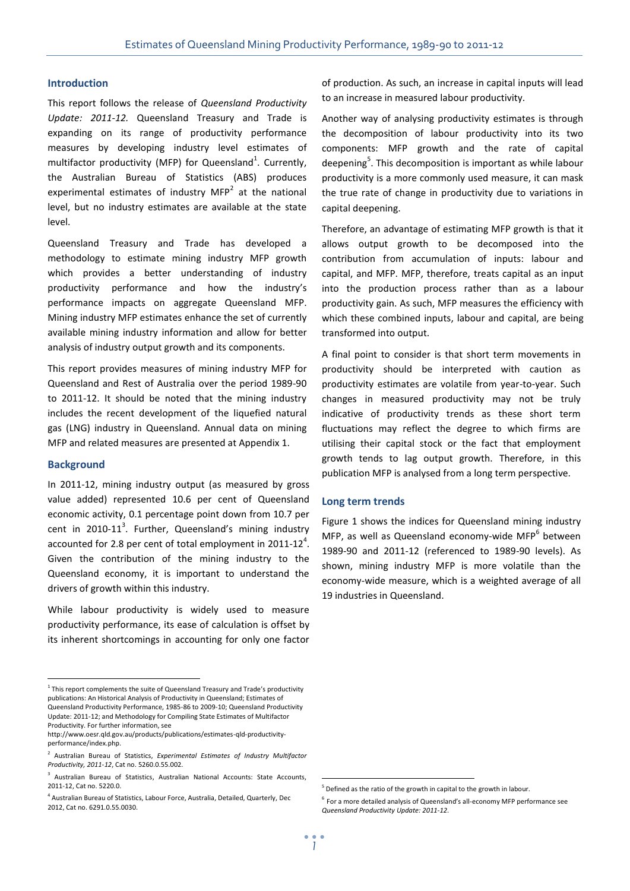## Introduction

This report follows the release of *Queensland Productivity Update: 2011-12.* Queensland Treasury and Trade is expanding on its range of productivity performance measures by developing industry level estimates of multifactor productivity (MFP) for Queensland[1]. Currently, the Australian Bureau of Statistics (ABS) produces experimental estimates of industry MFP[2] at the national level, but no industry estimates are available at the state level.

Queensland Treasury and Trade has developed a methodology to estimate mining industry MFP growth which provides a better understanding of industry productivity performance and how the industry's performance impacts on aggregate Queensland MFP. Mining industry MFP estimates enhance the set of currently available mining industry information and allow for better analysis of industry output growth and its components.

This report provides measures of mining industry MFP for Queensland and Rest of Australia over the period 1989-90 to 2011-12. It should be noted that the mining industry includes the recent development of the liquefied natural gas (LNG) industry in Queensland. Annual data on mining MFP and related measures are presented at Appendix 1.

## Background

In 2011-12, mining industry output (as measured by gross value added) represented 10.6 per cent of Queensland economic activity, 0.1 percentage point down from 10.7 per cent in 2010-11[3]. Further, Queensland's mining industry accounted for 2.8 per cent of total employment in 2011-12[4]. Given the contribution of the mining industry to the Queensland economy, it is important to understand the drivers of growth within this industry.

While labour productivity is widely used to measure productivity performance, its ease of calculation is offset by its inherent shortcomings in accounting for only one factor of production. As such, an increase in capital inputs will lead to an increase in measured labour productivity.

Another way of analysing productivity estimates is through the decomposition of labour productivity into its two components: MFP growth and the rate of capital deepening[5]. This decomposition is important as while labour productivity is a more commonly used measure, it can mask the true rate of change in productivity due to variations in capital deepening.

Therefore, an advantage of estimating MFP growth is that it allows output growth to be decomposed into the contribution from accumulation of inputs: labour and capital, and MFP. MFP, therefore, treats capital as an input into the production process rather than as a labour productivity gain. As such, MFP measures the efficiency with which these combined inputs, labour and capital, are being transformed into output.

A final point to consider is that short term movements in productivity should be interpreted with caution as productivity estimates are volatile from year-to-year. Such changes in measured productivity may not be truly indicative of productivity trends as these short term fluctuations may reflect the degree to which firms are utilising their capital stock or the fact that employment growth tends to lag output growth. Therefore, in this publication MFP is analysed from a long term perspective.

## Long term trends

Figure 1 shows the indices for Queensland mining industry MFP, as well as Queensland economy-wide MFP[6] between 1989-90 and 2011-12 (referenced to 1989-90 levels). As shown, mining industry MFP is more volatile than the economy-wide measure, which is a weighted average of all 19 industries in Queensland.

---

[1] This report complements the suite of Queensland Treasury and Trade's productivity publications: An Historical Analysis of Productivity in Queensland; Estimates of Queensland Productivity Performance, 1985-86 to 2009-10; Queensland Productivity Update: 2011-12; and Methodology for Compiling State Estimates of Multifactor Productivity. For further information, see http://www.oesr.qld.gov.au/products/publications/estimates-qld-productivity-performance/index.php.

[2] Australian Bureau of Statistics, *Experimental Estimates of Industry Multifactor Productivity, 2011-12*, Cat no. 5260.0.55.002.

[3] Australian Bureau of Statistics, Australian National Accounts: State Accounts, 2011-12, Cat no. 5220.0.

[4] Australian Bureau of Statistics, Labour Force, Australia, Detailed, Quarterly, Dec 2012, Cat no. 6291.0.55.0030.

[5] Defined as the ratio of the growth in capital to the growth in labour.

[6] For a more detailed analysis of Queensland's all-economy MFP performance see *Queensland Productivity Update: 2011-12*.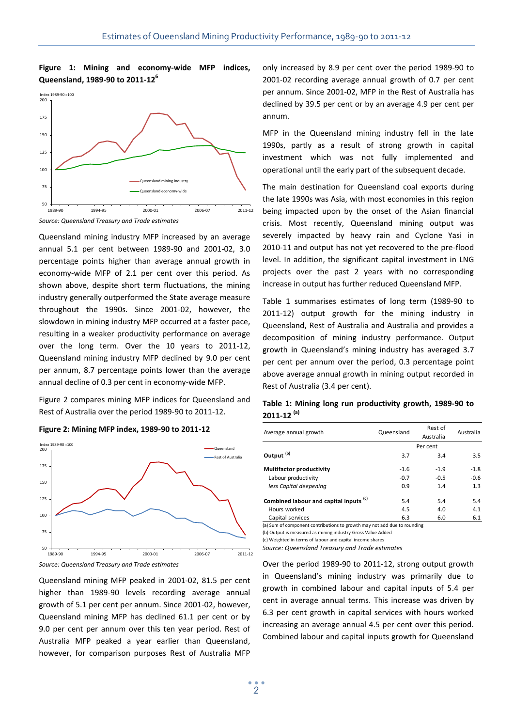**Figure 1: Mining and economy-wide MFP indices, Queensland, 1989-90 to 2011-12**[6]

*Source: Queensland Treasury and Trade estimates*

Queensland mining industry MFP increased by an average annual 5.1 per cent between 1989-90 and 2001-02, 3.0 percentage points higher than average annual growth in economy-wide MFP of 2.1 per cent over this period. As shown above, despite short term fluctuations, the mining industry generally outperformed the State average measure throughout the 1990s. Since 2001-02, however, the slowdown in mining industry MFP occurred at a faster pace, resulting in a weaker productivity performance on average over the long term. Over the 10 years to 2011-12, Queensland mining industry MFP declined by 9.0 per cent per annum, 8.7 percentage points lower than the average annual decline of 0.3 per cent in economy-wide MFP.

Figure 2 compares mining MFP indices for Queensland and Rest of Australia over the period 1989-90 to 2011-12.

**Figure 2: Mining MFP index, 1989-90 to 2011-12**

*Source: Queensland Treasury and Trade estimates*

Queensland mining MFP peaked in 2001-02, 81.5 per cent higher than 1989-90 levels recording average annual growth of 5.1 per cent per annum. Since 2001-02, however, Queensland mining MFP has declined 61.1 per cent or by 9.0 per cent per annum over this ten year period. Rest of Australia MFP peaked a year earlier than Queensland, however, for comparison purposes Rest of Australia MFP only increased by 8.9 per cent over the period 1989-90 to 2001-02 recording average annual growth of 0.7 per cent per annum. Since 2001-02, MFP in the Rest of Australia has declined by 39.5 per cent or by an average 4.9 per cent per annum.

MFP in the Queensland mining industry fell in the late 1990s, partly as a result of strong growth in capital investment which was not fully implemented and operational until the early part of the subsequent decade.

The main destination for Queensland coal exports during the late 1990s was Asia, with most economies in this region being impacted upon by the onset of the Asian financial crisis. Most recently, Queensland mining output was severely impacted by heavy rain and Cyclone Yasi in 2010-11 and output has not yet recovered to the pre-flood level. In addition, the significant capital investment in LNG projects over the past 2 years with no corresponding increase in output has further reduced Queensland MFP.

Table 1 summarises estimates of long term (1989-90 to 2011-12) output growth for the mining industry in Queensland, Rest of Australia and Australia and provides a decomposition of mining industry performance. Output growth in Queensland's mining industry has averaged 3.7 per cent per annum over the period, 0.3 percentage point above average annual growth in mining output recorded in Rest of Australia (3.4 per cent).

**Table 1: Mining long run productivity growth, 1989-90 to 2011-12** [(a)]

| Average annual growth | Queensland | Rest of Australia | Australia |
|---|---|---|---|
| | | Per cent | |
| **Output** [(b)] | 3.7 | 3.4 | 3.5 |
| **Multifactor productivity** | -1.6 | -1.9 | -1.8 |
| Labour productivity | -0.7 | -0.5 | -0.6 |
| *less Capital deepening* | 0.9 | 1.4 | 1.3 |
| **Combined labour and capital inputs** [(c)] | 5.4 | 5.4 | 5.4 |
| Hours worked | 4.5 | 4.0 | 4.1 |
| Capital services | 6.3 | 6.0 | 6.1 |

(a) Sum of component contributions to growth may not add due to rounding
(b) Output is measured as mining industry Gross Value Added
(c) Weighted in terms of labour and capital income shares
*Source: Queensland Treasury and Trade estimates*

Over the period 1989-90 to 2011-12, strong output growth in Queensland's mining industry was primarily due to growth in combined labour and capital inputs of 5.4 per cent in average annual terms. This increase was driven by 6.3 per cent growth in capital services with hours worked increasing an average annual 4.5 per cent over this period. Combined labour and capital inputs growth for Queensland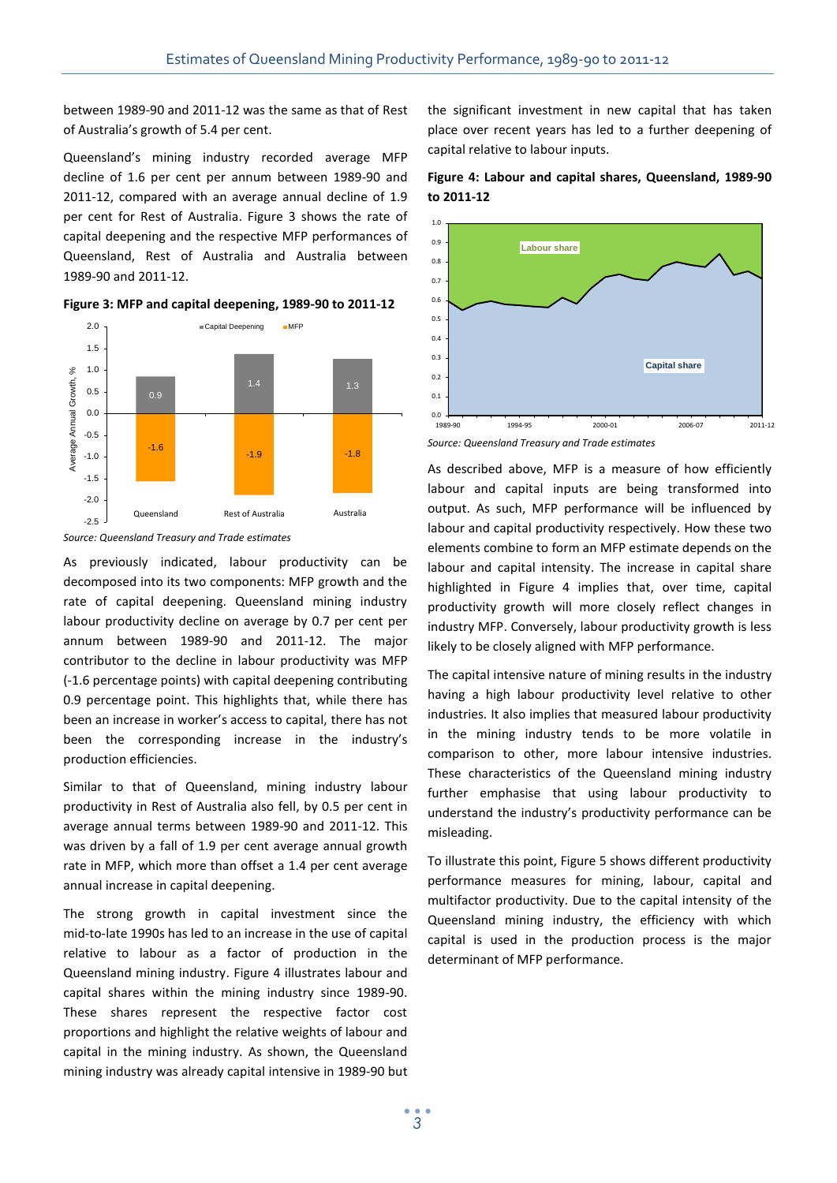between 1989-90 and 2011-12 was the same as that of Rest of Australia's growth of 5.4 per cent.

Queensland's mining industry recorded average MFP decline of 1.6 per cent per annum between 1989-90 and 2011-12, compared with an average annual decline of 1.9 per cent for Rest of Australia. Figure 3 shows the rate of capital deepening and the respective MFP performances of Queensland, Rest of Australia and Australia between 1989-90 and 2011-12.

**Figure 3: MFP and capital deepening, 1989-90 to 2011-12**

| | Capital Deepening | MFP |
|---|---|---|
| Queensland | 0.9 | -1.6 |
| Rest of Australia | 1.4 | -1.9 |
| Australia | 1.3 | -1.8 |

*Source: Queensland Treasury and Trade estimates*

As previously indicated, labour productivity can be decomposed into its two components: MFP growth and the rate of capital deepening. Queensland mining industry labour productivity decline on average by 0.7 per cent per annum between 1989-90 and 2011-12. The major contributor to the decline in labour productivity was MFP (-1.6 percentage points) with capital deepening contributing 0.9 percentage point. This highlights that, while there has been an increase in worker's access to capital, there has not been the corresponding increase in the industry's production efficiencies.

Similar to that of Queensland, mining industry labour productivity in Rest of Australia also fell, by 0.5 per cent in average annual terms between 1989-90 and 2011-12. This was driven by a fall of 1.9 per cent average annual growth rate in MFP, which more than offset a 1.4 per cent average annual increase in capital deepening.

The strong growth in capital investment since the mid-to-late 1990s has led to an increase in the use of capital relative to labour as a factor of production in the Queensland mining industry. Figure 4 illustrates labour and capital shares within the mining industry since 1989-90. These shares represent the respective factor cost proportions and highlight the relative weights of labour and capital in the mining industry. As shown, the Queensland mining industry was already capital intensive in 1989-90 but the significant investment in new capital that has taken place over recent years has led to a further deepening of capital relative to labour inputs.

**Figure 4: Labour and capital shares, Queensland, 1989-90 to 2011-12**

*Source: Queensland Treasury and Trade estimates*

As described above, MFP is a measure of how efficiently labour and capital inputs are being transformed into output. As such, MFP performance will be influenced by labour and capital productivity respectively. How these two elements combine to form an MFP estimate depends on the labour and capital intensity. The increase in capital share highlighted in Figure 4 implies that, over time, capital productivity growth will more closely reflect changes in industry MFP. Conversely, labour productivity growth is less likely to be closely aligned with MFP performance.

The capital intensive nature of mining results in the industry having a high labour productivity level relative to other industries. It also implies that measured labour productivity in the mining industry tends to be more volatile in comparison to other, more labour intensive industries. These characteristics of the Queensland mining industry further emphasise that using labour productivity to understand the industry's productivity performance can be misleading.

To illustrate this point, Figure 5 shows different productivity performance measures for mining, labour, capital and multifactor productivity. Due to the capital intensity of the Queensland mining industry, the efficiency with which capital is used in the production process is the major determinant of MFP performance.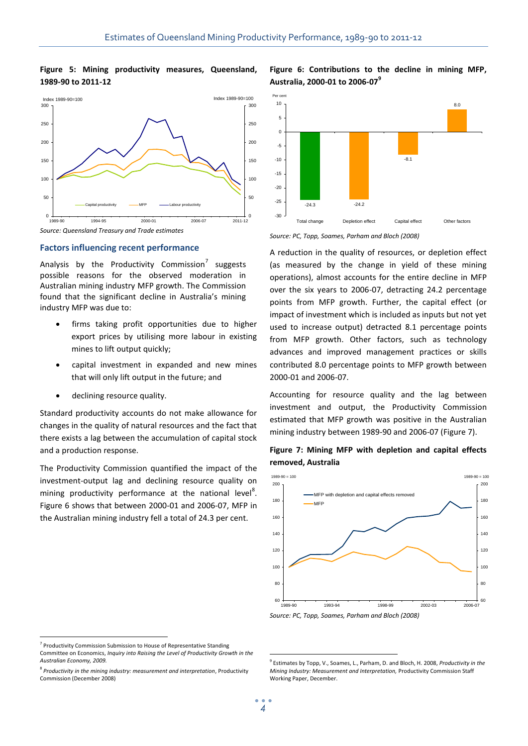**Figure 5: Mining productivity measures, Queensland, 1989-90 to 2011-12**

*Source: Queensland Treasury and Trade estimates*

### Factors influencing recent performance

Analysis by the Productivity Commission[7] suggests possible reasons for the observed moderation in Australian mining industry MFP growth. The Commission found that the significant decline in Australia's mining industry MFP was due to:

- firms taking profit opportunities due to higher export prices by utilising more labour in existing mines to lift output quickly;
- capital investment in expanded and new mines that will only lift output in the future; and
- declining resource quality.

Standard productivity accounts do not make allowance for changes in the quality of natural resources and the fact that there exists a lag between the accumulation of capital stock and a production response.

The Productivity Commission quantified the impact of the investment-output lag and declining resource quality on mining productivity performance at the national level[8]. Figure 6 shows that between 2000-01 and 2006-07, MFP in the Australian mining industry fell a total of 24.3 per cent.

**Figure 6: Contributions to the decline in mining MFP, Australia, 2000-01 to 2006-07[9]**

*Source: PC, Topp, Soames, Parham and Bloch (2008)*

A reduction in the quality of resources, or depletion effect (as measured by the change in yield of these mining operations), almost accounts for the entire decline in MFP over the six years to 2006-07, detracting 24.2 percentage points from MFP growth. Further, the capital effect (or impact of investment which is included as inputs but not yet used to increase output) detracted 8.1 percentage points from MFP growth. Other factors, such as technology advances and improved management practices or skills contributed 8.0 percentage points to MFP growth between 2000-01 and 2006-07.

Accounting for resource quality and the lag between investment and output, the Productivity Commission estimated that MFP growth was positive in the Australian mining industry between 1989-90 and 2006-07 (Figure 7).

**Figure 7: Mining MFP with depletion and capital effects removed, Australia**

*Source: PC, Topp, Soames, Parham and Bloch (2008)*

---

[7] Productivity Commission Submission to House of Representative Standing Committee on Economics, *Inquiry into Raising the Level of Productivity Growth in the Australian Economy, 2009.*

[8] *Productivity in the mining industry: measurement and interpretation*, Productivity Commission (December 2008)

[9] Estimates by Topp, V., Soames, L., Parham, D. and Bloch, H. 2008, *Productivity in the Mining Industry: Measurement and Interpretation,* Productivity Commission Staff Working Paper, December.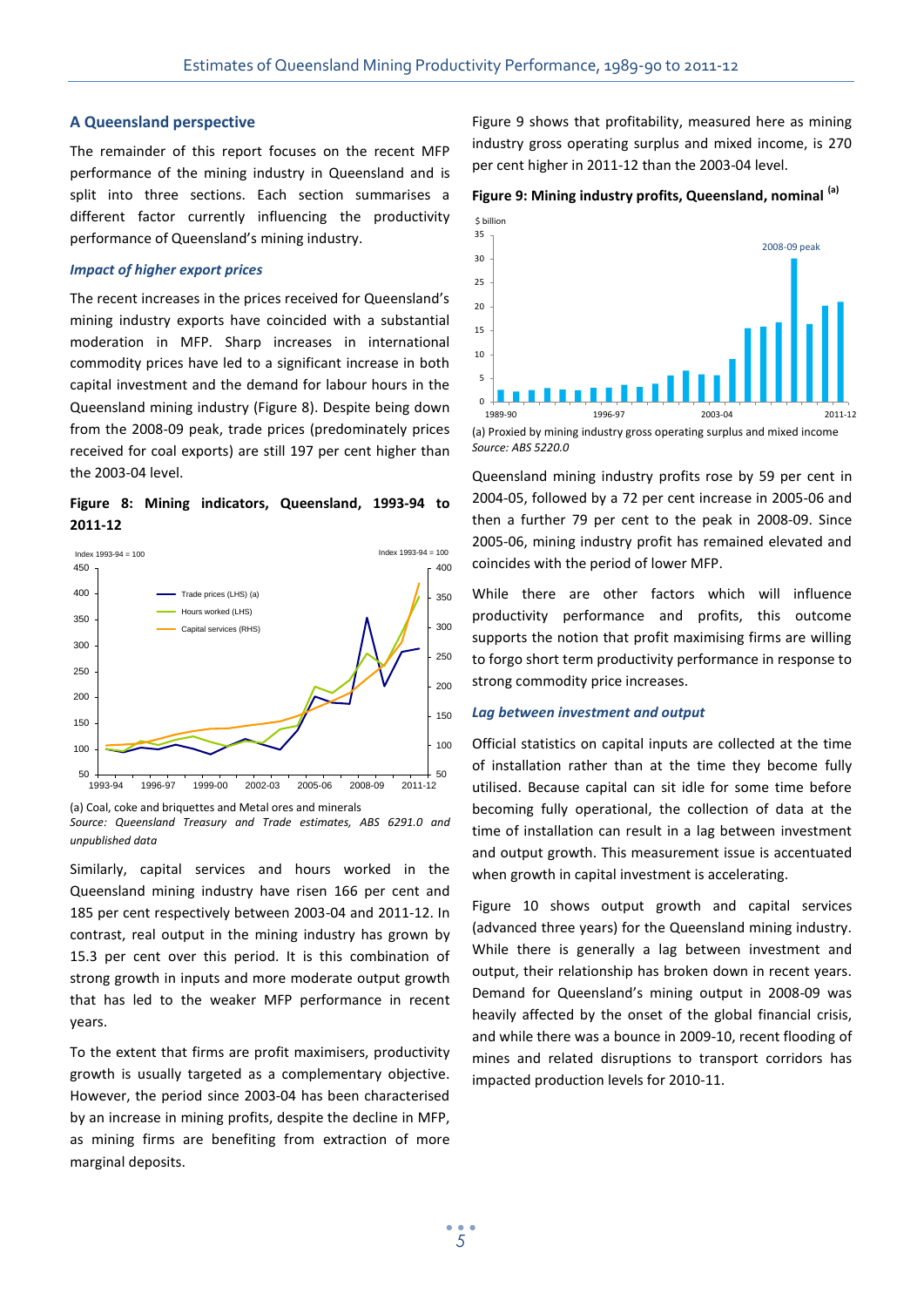## A Queensland perspective

The remainder of this report focuses on the recent MFP performance of the mining industry in Queensland and is split into three sections. Each section summarises a different factor currently influencing the productivity performance of Queensland's mining industry.

### *Impact of higher export prices*

The recent increases in the prices received for Queensland's mining industry exports have coincided with a substantial moderation in MFP. Sharp increases in international commodity prices have led to a significant increase in both capital investment and the demand for labour hours in the Queensland mining industry (Figure 8). Despite being down from the 2008-09 peak, trade prices (predominately prices received for coal exports) are still 197 per cent higher than the 2003-04 level.

**Figure 8: Mining indicators, Queensland, 1993-94 to 2011-12**

(a) Coal, coke and briquettes and Metal ores and minerals

*Source: Queensland Treasury and Trade estimates, ABS 6291.0 and unpublished data*

Similarly, capital services and hours worked in the Queensland mining industry have risen 166 per cent and 185 per cent respectively between 2003-04 and 2011-12. In contrast, real output in the mining industry has grown by 15.3 per cent over this period. It is this combination of strong growth in inputs and more moderate output growth that has led to the weaker MFP performance in recent years.

To the extent that firms are profit maximisers, productivity growth is usually targeted as a complementary objective. However, the period since 2003-04 has been characterised by an increase in mining profits, despite the decline in MFP, as mining firms are benefiting from extraction of more marginal deposits.

Figure 9 shows that profitability, measured here as mining industry gross operating surplus and mixed income, is 270 per cent higher in 2011-12 than the 2003-04 level.

**Figure 9: Mining industry profits, Queensland, nominal [(a)]**

(a) Proxied by mining industry gross operating surplus and mixed income

*Source: ABS 5220.0*

Queensland mining industry profits rose by 59 per cent in 2004-05, followed by a 72 per cent increase in 2005-06 and then a further 79 per cent to the peak in 2008-09. Since 2005-06, mining industry profit has remained elevated and coincides with the period of lower MFP.

While there are other factors which will influence productivity performance and profits, this outcome supports the notion that profit maximising firms are willing to forgo short term productivity performance in response to strong commodity price increases.

### *Lag between investment and output*

Official statistics on capital inputs are collected at the time of installation rather than at the time they become fully utilised. Because capital can sit idle for some time before becoming fully operational, the collection of data at the time of installation can result in a lag between investment and output growth. This measurement issue is accentuated when growth in capital investment is accelerating.

Figure 10 shows output growth and capital services (advanced three years) for the Queensland mining industry. While there is generally a lag between investment and output, their relationship has broken down in recent years. Demand for Queensland's mining output in 2008-09 was heavily affected by the onset of the global financial crisis, and while there was a bounce in 2009-10, recent flooding of mines and related disruptions to transport corridors has impacted production levels for 2010-11.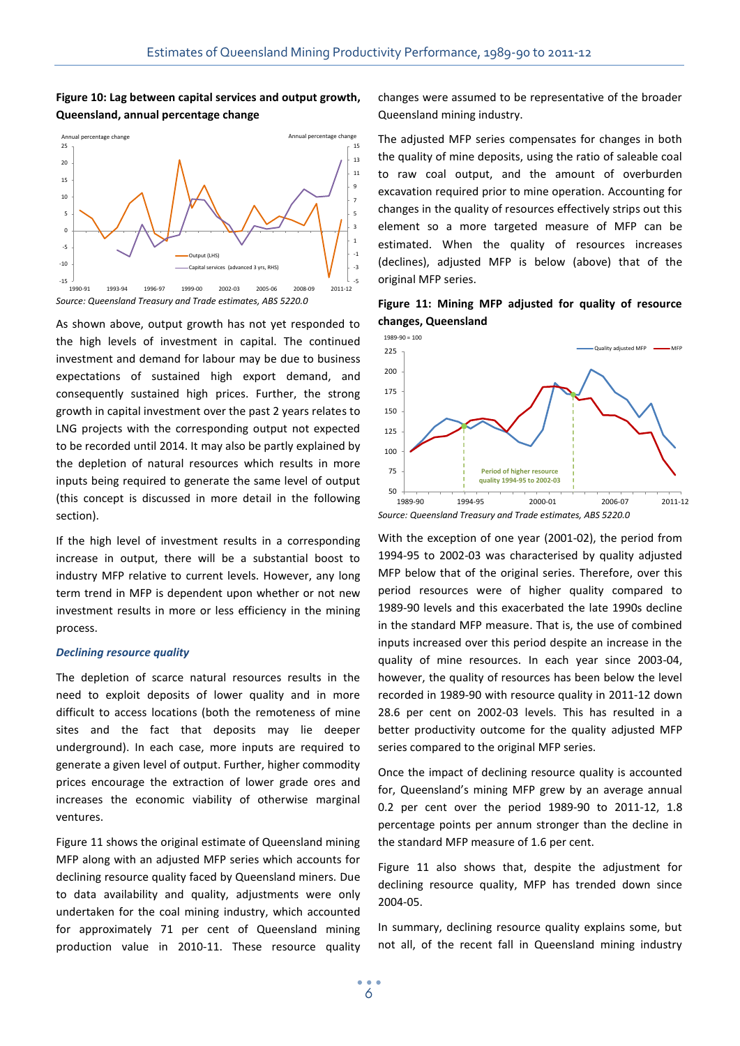**Figure 10: Lag between capital services and output growth, Queensland, annual percentage change**

*Source: Queensland Treasury and Trade estimates, ABS 5220.0*

As shown above, output growth has not yet responded to the high levels of investment in capital. The continued investment and demand for labour may be due to business expectations of sustained high export demand, and consequently sustained high prices. Further, the strong growth in capital investment over the past 2 years relates to LNG projects with the corresponding output not expected to be recorded until 2014. It may also be partly explained by the depletion of natural resources which results in more inputs being required to generate the same level of output (this concept is discussed in more detail in the following section).

If the high level of investment results in a corresponding increase in output, there will be a substantial boost to industry MFP relative to current levels. However, any long term trend in MFP is dependent upon whether or not new investment results in more or less efficiency in the mining process.

### *Declining resource quality*

The depletion of scarce natural resources results in the need to exploit deposits of lower quality and in more difficult to access locations (both the remoteness of mine sites and the fact that deposits may lie deeper underground). In each case, more inputs are required to generate a given level of output. Further, higher commodity prices encourage the extraction of lower grade ores and increases the economic viability of otherwise marginal ventures.

Figure 11 shows the original estimate of Queensland mining MFP along with an adjusted MFP series which accounts for declining resource quality faced by Queensland miners. Due to data availability and quality, adjustments were only undertaken for the coal mining industry, which accounted for approximately 71 per cent of Queensland mining production value in 2010-11. These resource quality changes were assumed to be representative of the broader Queensland mining industry.

The adjusted MFP series compensates for changes in both the quality of mine deposits, using the ratio of saleable coal to raw coal output, and the amount of overburden excavation required prior to mine operation. Accounting for changes in the quality of resources effectively strips out this element so a more targeted measure of MFP can be estimated. When the quality of resources increases (declines), adjusted MFP is below (above) that of the original MFP series.

**Figure 11: Mining MFP adjusted for quality of resource changes, Queensland**

*Source: Queensland Treasury and Trade estimates, ABS 5220.0*

With the exception of one year (2001-02), the period from 1994-95 to 2002-03 was characterised by quality adjusted MFP below that of the original series. Therefore, over this period resources were of higher quality compared to 1989-90 levels and this exacerbated the late 1990s decline in the standard MFP measure. That is, the use of combined inputs increased over this period despite an increase in the quality of mine resources. In each year since 2003-04, however, the quality of resources has been below the level recorded in 1989-90 with resource quality in 2011-12 down 28.6 per cent on 2002-03 levels. This has resulted in a better productivity outcome for the quality adjusted MFP series compared to the original MFP series.

Once the impact of declining resource quality is accounted for, Queensland's mining MFP grew by an average annual 0.2 per cent over the period 1989-90 to 2011-12, 1.8 percentage points per annum stronger than the decline in the standard MFP measure of 1.6 per cent.

Figure 11 also shows that, despite the adjustment for declining resource quality, MFP has trended down since 2004-05.

In summary, declining resource quality explains some, but not all, of the recent fall in Queensland mining industry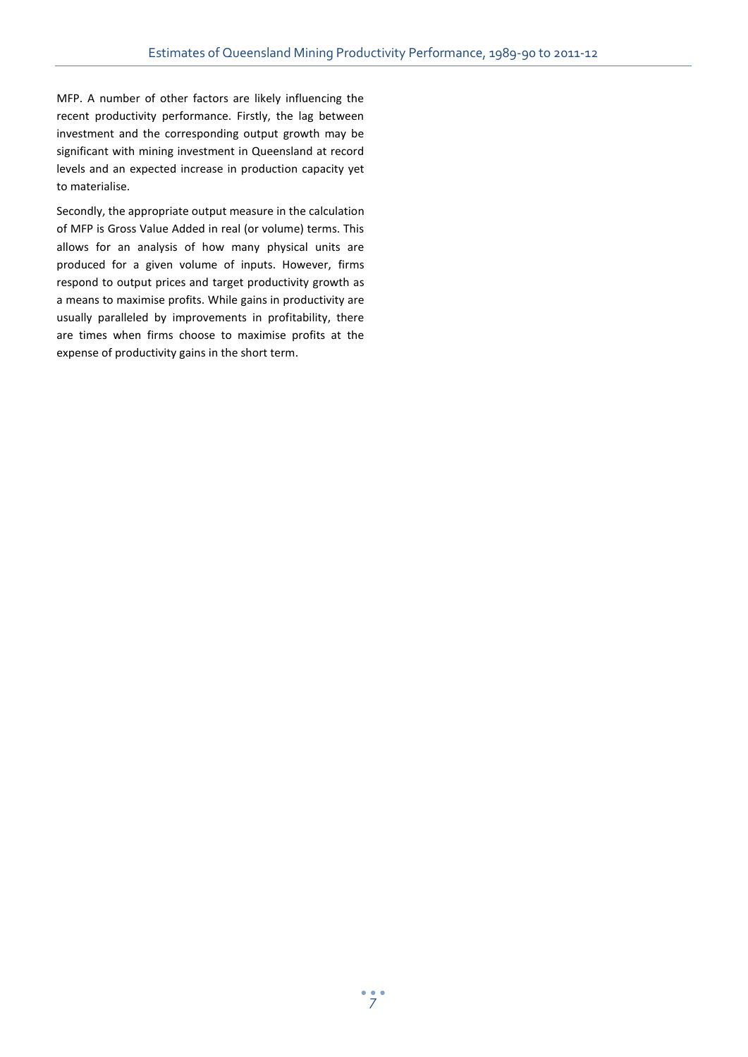MFP. A number of other factors are likely influencing the recent productivity performance. Firstly, the lag between investment and the corresponding output growth may be significant with mining investment in Queensland at record levels and an expected increase in production capacity yet to materialise.

Secondly, the appropriate output measure in the calculation of MFP is Gross Value Added in real (or volume) terms. This allows for an analysis of how many physical units are produced for a given volume of inputs. However, firms respond to output prices and target productivity growth as a means to maximise profits. While gains in productivity are usually paralleled by improvements in profitability, there are times when firms choose to maximise profits at the expense of productivity gains in the short term.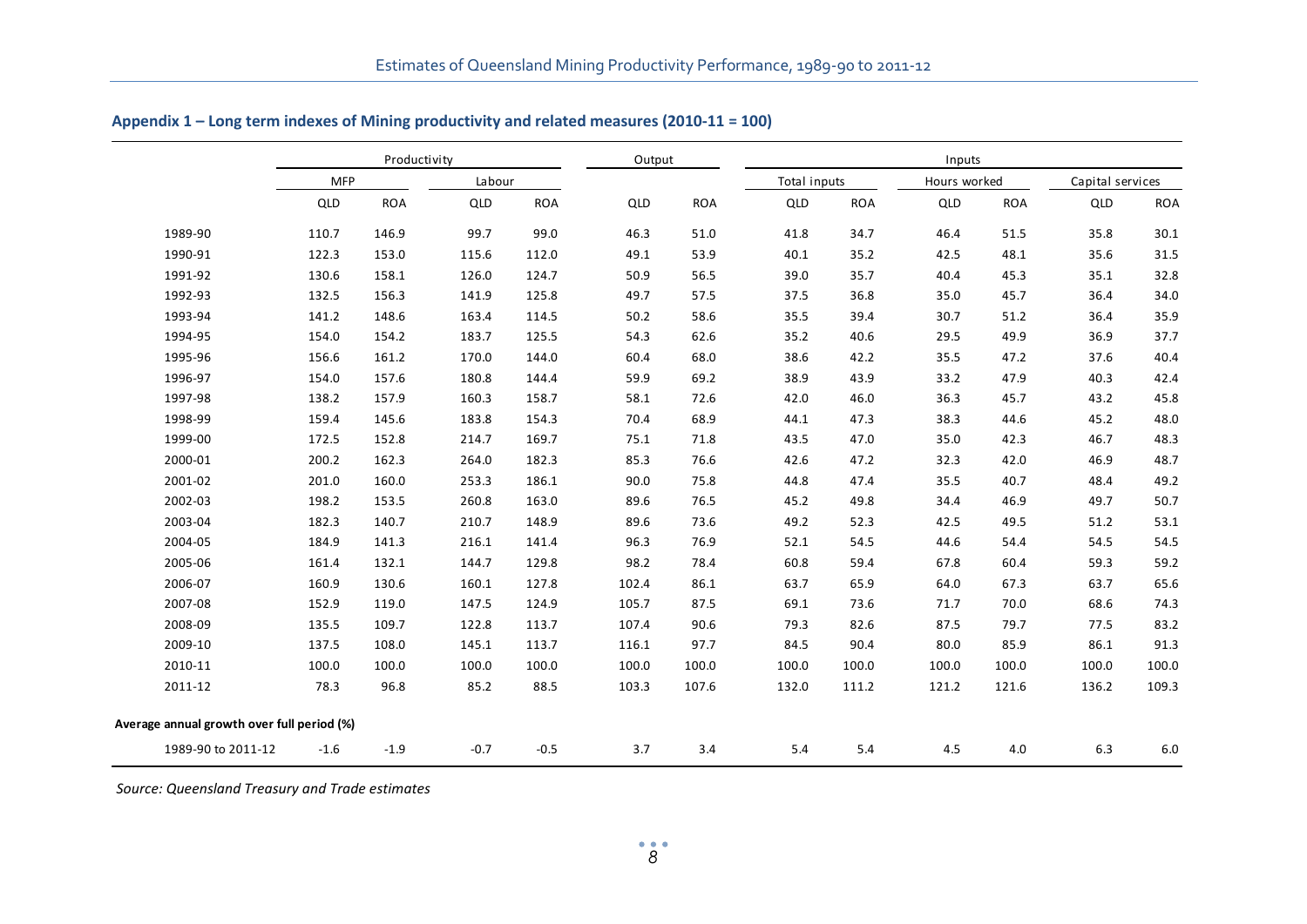## Appendix 1 – Long term indexes of Mining productivity and related measures (2010-11 = 100)

| | Productivity | | | | Output | | Inputs | | | | | |
|---|---|---|---|---|---|---|---|---|---|---|---|---|
| | MFP | | Labour | | | | Total inputs | | Hours worked | | Capital services | |
| | QLD | ROA | QLD | ROA | QLD | ROA | QLD | ROA | QLD | ROA | QLD | ROA |
| 1989-90 | 110.7 | 146.9 | 99.7 | 99.0 | 46.3 | 51.0 | 41.8 | 34.7 | 46.4 | 51.5 | 35.8 | 30.1 |
| 1990-91 | 122.3 | 153.0 | 115.6 | 112.0 | 49.1 | 53.9 | 40.1 | 35.2 | 42.5 | 48.1 | 35.6 | 31.5 |
| 1991-92 | 130.6 | 158.1 | 126.0 | 124.7 | 50.9 | 56.5 | 39.0 | 35.7 | 40.4 | 45.3 | 35.1 | 32.8 |
| 1992-93 | 132.5 | 156.3 | 141.9 | 125.8 | 49.7 | 57.5 | 37.5 | 36.8 | 35.0 | 45.7 | 36.4 | 34.0 |
| 1993-94 | 141.2 | 148.6 | 163.4 | 114.5 | 50.2 | 58.6 | 35.5 | 39.4 | 30.7 | 51.2 | 36.4 | 35.9 |
| 1994-95 | 154.0 | 154.2 | 183.7 | 125.5 | 54.3 | 62.6 | 35.2 | 40.6 | 29.5 | 49.9 | 36.9 | 37.7 |
| 1995-96 | 156.6 | 161.2 | 170.0 | 144.0 | 60.4 | 68.0 | 38.6 | 42.2 | 35.5 | 47.2 | 37.6 | 40.4 |
| 1996-97 | 154.0 | 157.6 | 180.8 | 144.4 | 59.9 | 69.2 | 38.9 | 43.9 | 33.2 | 47.9 | 40.3 | 42.4 |
| 1997-98 | 138.2 | 157.9 | 160.3 | 158.7 | 58.1 | 72.6 | 42.0 | 46.0 | 36.3 | 45.7 | 43.2 | 45.8 |
| 1998-99 | 159.4 | 145.6 | 183.8 | 154.3 | 70.4 | 68.9 | 44.1 | 47.3 | 38.3 | 44.6 | 45.2 | 48.0 |
| 1999-00 | 172.5 | 152.8 | 214.7 | 169.7 | 75.1 | 71.8 | 43.5 | 47.0 | 35.0 | 42.3 | 46.7 | 48.3 |
| 2000-01 | 200.2 | 162.3 | 264.0 | 182.3 | 85.3 | 76.6 | 42.6 | 47.2 | 32.3 | 42.0 | 46.9 | 48.7 |
| 2001-02 | 201.0 | 160.0 | 253.3 | 186.1 | 90.0 | 75.8 | 44.8 | 47.4 | 35.5 | 40.7 | 48.4 | 49.2 |
| 2002-03 | 198.2 | 153.5 | 260.8 | 163.0 | 89.6 | 76.5 | 45.2 | 49.8 | 34.4 | 46.9 | 49.7 | 50.7 |
| 2003-04 | 182.3 | 140.7 | 210.7 | 148.9 | 89.6 | 73.6 | 49.2 | 52.3 | 42.5 | 49.5 | 51.2 | 53.1 |
| 2004-05 | 184.9 | 141.3 | 216.1 | 141.4 | 96.3 | 76.9 | 52.1 | 54.5 | 44.6 | 54.4 | 54.5 | 54.5 |
| 2005-06 | 161.4 | 132.1 | 144.7 | 129.8 | 98.2 | 78.4 | 60.8 | 59.4 | 67.8 | 60.4 | 59.3 | 59.2 |
| 2006-07 | 160.9 | 130.6 | 160.1 | 127.8 | 102.4 | 86.1 | 63.7 | 65.9 | 64.0 | 67.3 | 63.7 | 65.6 |
| 2007-08 | 152.9 | 119.0 | 147.5 | 124.9 | 105.7 | 87.5 | 69.1 | 73.6 | 71.7 | 70.0 | 68.6 | 74.3 |
| 2008-09 | 135.5 | 109.7 | 122.8 | 113.7 | 107.4 | 90.6 | 79.3 | 82.6 | 87.5 | 79.7 | 77.5 | 83.2 |
| 2009-10 | 137.5 | 108.0 | 145.1 | 113.7 | 116.1 | 97.7 | 84.5 | 90.4 | 80.0 | 85.9 | 86.1 | 91.3 |
| 2010-11 | 100.0 | 100.0 | 100.0 | 100.0 | 100.0 | 100.0 | 100.0 | 100.0 | 100.0 | 100.0 | 100.0 | 100.0 |
| 2011-12 | 78.3 | 96.8 | 85.2 | 88.5 | 103.3 | 107.6 | 132.0 | 111.2 | 121.2 | 121.6 | 136.2 | 109.3 |
| **Average annual growth over full period (%)** | | | | | | | | | | | | |
| 1989-90 to 2011-12 | -1.6 | -1.9 | -0.7 | -0.5 | 3.7 | 3.4 | 5.4 | 5.4 | 4.5 | 4.0 | 6.3 | 6.0 |

*Source: Queensland Treasury and Trade estimates*